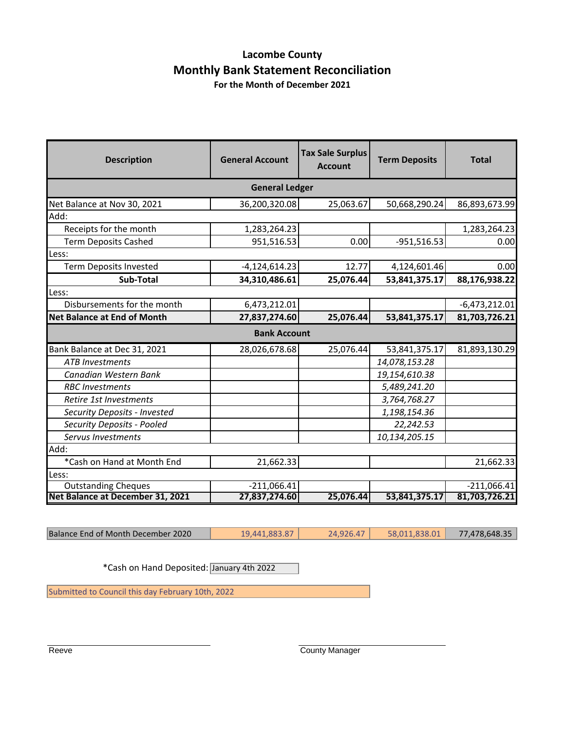# Lacombe County

## Monthly Bank Statement Reconciliation

### For the Month of December 2021

| Description | General Account | Tax Sale Surplus Account | Term Deposits | Total |
|---|---|---|---|---|
| **General Ledger** | | | | |
| Net Balance at Nov 30, 2021 | 36,200,320.08 | 25,063.67 | 50,668,290.24 | 86,893,673.99 |
| Add: | | | | |
| Receipts for the month | 1,283,264.23 | | | 1,283,264.23 |
| Term Deposits Cashed | 951,516.53 | 0.00 | -951,516.53 | 0.00 |
| Less: | | | | |
| Term Deposits Invested | -4,124,614.23 | 12.77 | 4,124,601.46 | 0.00 |
| **Sub-Total** | **34,310,486.61** | **25,076.44** | **53,841,375.17** | **88,176,938.22** |
| Less: | | | | |
| Disbursements for the month | 6,473,212.01 | | | -6,473,212.01 |
| **Net Balance at End of Month** | **27,837,274.60** | **25,076.44** | **53,841,375.17** | **81,703,726.21** |
| **Bank Account** | | | | |
| Bank Balance at Dec 31, 2021 | 28,026,678.68 | 25,076.44 | 53,841,375.17 | 81,893,130.29 |
| *ATB Investments* | | | *14,078,153.28* | |
| *Canadian Western Bank* | | | *19,154,610.38* | |
| *RBC Investments* | | | *5,489,241.20* | |
| *Retire 1st Investments* | | | *3,764,768.27* | |
| *Security Deposits - Invested* | | | *1,198,154.36* | |
| *Security Deposits - Pooled* | | | *22,242.53* | |
| *Servus Investments* | | | *10,134,205.15* | |
| Add: | | | | |
| *Cash on Hand at Month End | 21,662.33 | | | 21,662.33 |
| Less: | | | | |
| Outstanding Cheques | -211,066.41 | | | -211,066.41 |
| **Net Balance at December 31, 2021** | **27,837,274.60** | **25,076.44** | **53,841,375.17** | **81,703,726.21** |

| Balance End of Month December 2020 | 19,441,883.87 | 24,926.47 | 58,011,838.01 | 77,478,648.35 |
|---|---|---|---|---|

*Cash on Hand Deposited: January 4th 2022

Submitted to Council this day February 10th, 2022

Reeve

County Manager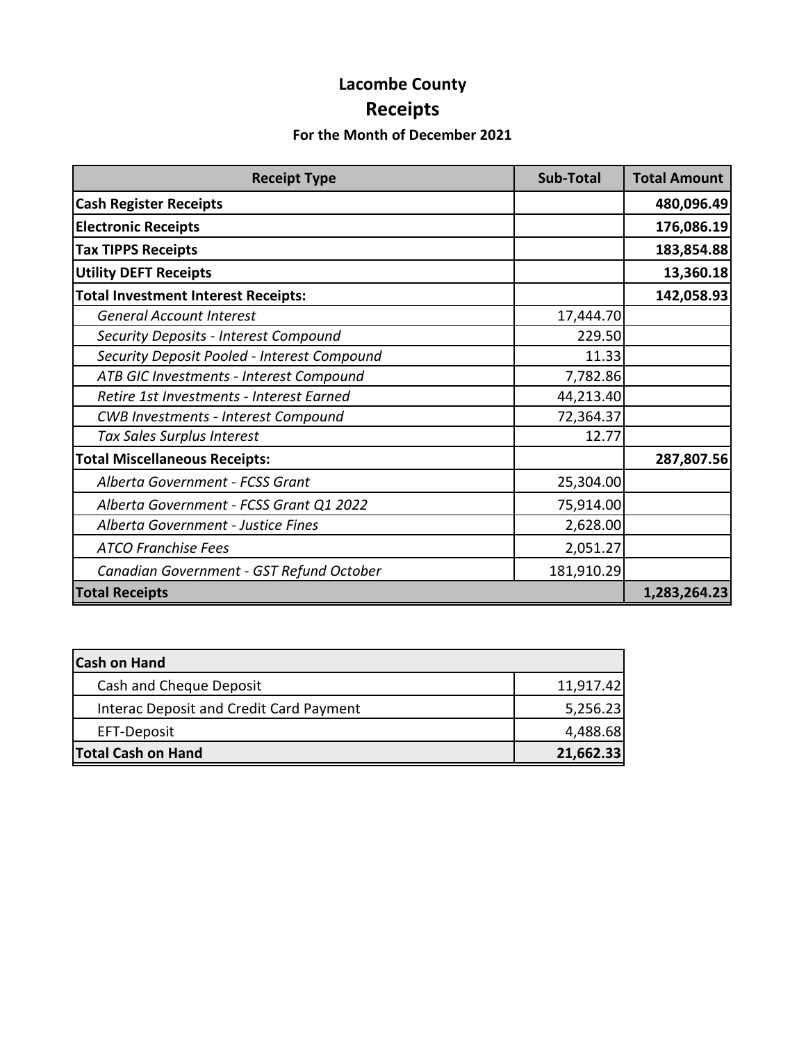# Lacombe County

## Receipts

### For the Month of December 2021

| Receipt Type | Sub-Total | Total Amount |
|---|---|---|
| **Cash Register Receipts** | | **480,096.49** |
| **Electronic Receipts** | | **176,086.19** |
| **Tax TIPPS Receipts** | | **183,854.88** |
| **Utility DEFT Receipts** | | **13,360.18** |
| **Total Investment Interest Receipts:** | | **142,058.93** |
| *General Account Interest* | 17,444.70 | |
| *Security Deposits - Interest Compound* | 229.50 | |
| *Security Deposit Pooled - Interest Compound* | 11.33 | |
| *ATB GIC Investments - Interest Compound* | 7,782.86 | |
| *Retire 1st Investments - Interest Earned* | 44,213.40 | |
| *CWB Investments - Interest Compound* | 72,364.37 | |
| *Tax Sales Surplus Interest* | 12.77 | |
| **Total Miscellaneous Receipts:** | | **287,807.56** |
| *Alberta Government - FCSS Grant* | 25,304.00 | |
| *Alberta Government - FCSS Grant Q1 2022* | 75,914.00 | |
| *Alberta Government - Justice Fines* | 2,628.00 | |
| *ATCO Franchise Fees* | 2,051.27 | |
| *Canadian Government - GST Refund October* | 181,910.29 | |
| **Total Receipts** | | **1,283,264.23** |

| Cash on Hand | |
|---|---|
| Cash and Cheque Deposit | 11,917.42 |
| Interac Deposit and Credit Card Payment | 5,256.23 |
| EFT-Deposit | 4,488.68 |
| **Total Cash on Hand** | **21,662.33** |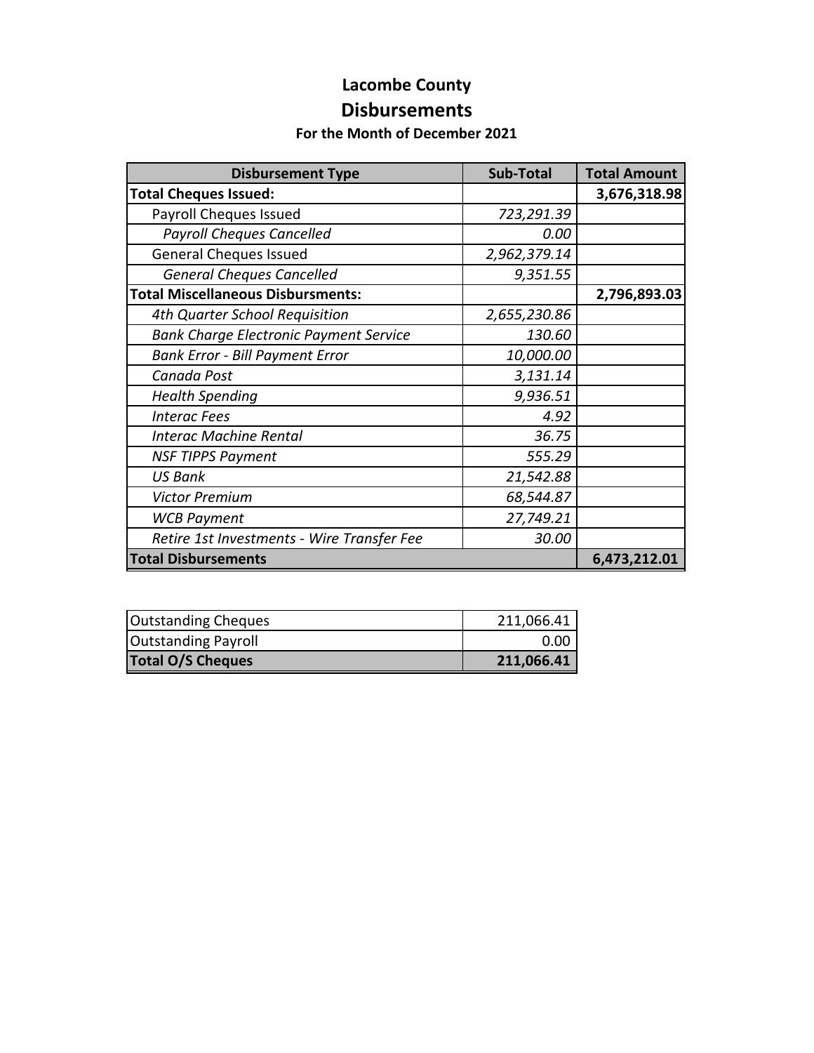# Lacombe County

## Disbursements

### For the Month of December 2021

| Disbursement Type | Sub-Total | Total Amount |
|---|---|---|
| **Total Cheques Issued:** | | **3,676,318.98** |
| Payroll Cheques Issued | *723,291.39* | |
| *Payroll Cheques Cancelled* | *0.00* | |
| General Cheques Issued | *2,962,379.14* | |
| *General Cheques Cancelled* | *9,351.55* | |
| **Total Miscellaneous Disbursments:** | | **2,796,893.03** |
| *4th Quarter School Requisition* | *2,655,230.86* | |
| *Bank Charge Electronic Payment Service* | *130.60* | |
| *Bank Error - Bill Payment Error* | *10,000.00* | |
| *Canada Post* | *3,131.14* | |
| *Health Spending* | *9,936.51* | |
| *Interac Fees* | *4.92* | |
| *Interac Machine Rental* | *36.75* | |
| *NSF TIPPS Payment* | *555.29* | |
| *US Bank* | *21,542.88* | |
| *Victor Premium* | *68,544.87* | |
| *WCB Payment* | *27,749.21* | |
| *Retire 1st Investments - Wire Transfer Fee* | *30.00* | |
| **Total Disbursements** | | **6,473,212.01** |

| | |
|---|---|
| Outstanding Cheques | 211,066.41 |
| Outstanding Payroll | 0.00 |
| **Total O/S Cheques** | **211,066.41** |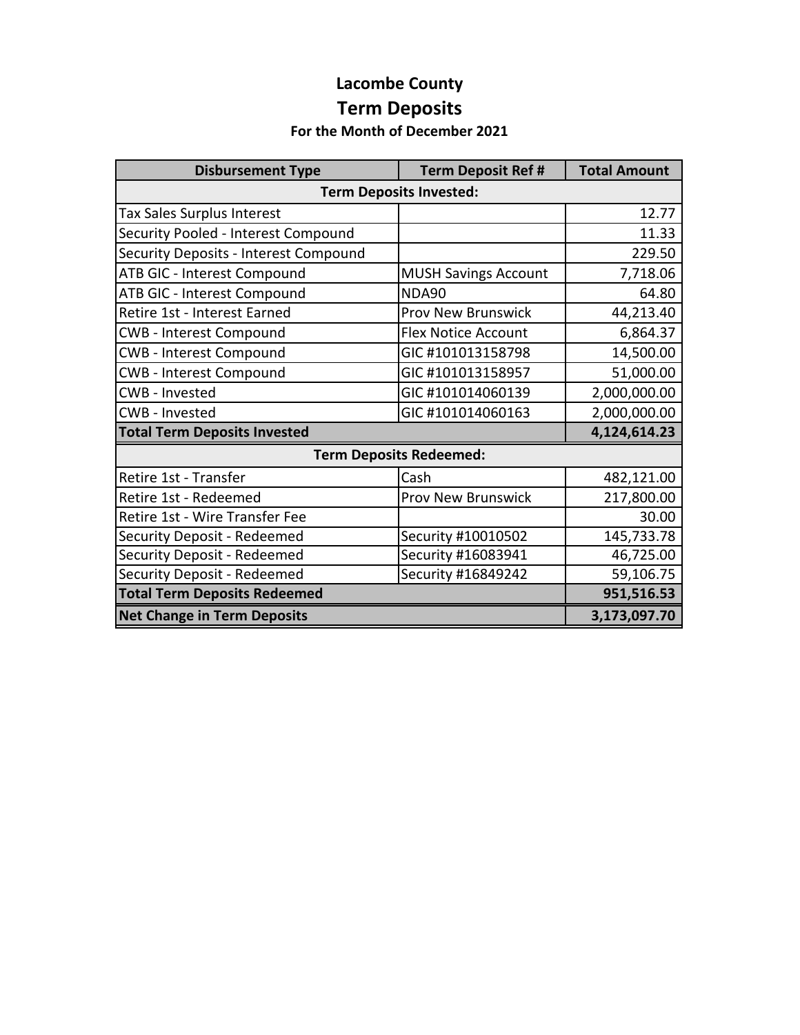# Lacombe County

## Term Deposits

### For the Month of December 2021

| Disbursement Type | Term Deposit Ref # | Total Amount |
|---|---|---|
| **Term Deposits Invested:** | | |
| Tax Sales Surplus Interest | | 12.77 |
| Security Pooled - Interest Compound | | 11.33 |
| Security Deposits - Interest Compound | | 229.50 |
| ATB GIC - Interest Compound | MUSH Savings Account | 7,718.06 |
| ATB GIC - Interest Compound | NDA90 | 64.80 |
| Retire 1st - Interest Earned | Prov New Brunswick | 44,213.40 |
| CWB - Interest Compound | Flex Notice Account | 6,864.37 |
| CWB - Interest Compound | GIC #101013158798 | 14,500.00 |
| CWB - Interest Compound | GIC #101013158957 | 51,000.00 |
| CWB - Invested | GIC #101014060139 | 2,000,000.00 |
| CWB - Invested | GIC #101014060163 | 2,000,000.00 |
| **Total Term Deposits Invested** | | **4,124,614.23** |
| **Term Deposits Redeemed:** | | |
| Retire 1st - Transfer | Cash | 482,121.00 |
| Retire 1st - Redeemed | Prov New Brunswick | 217,800.00 |
| Retire 1st - Wire Transfer Fee | | 30.00 |
| Security Deposit - Redeemed | Security #10010502 | 145,733.78 |
| Security Deposit - Redeemed | Security #16083941 | 46,725.00 |
| Security Deposit - Redeemed | Security #16849242 | 59,106.75 |
| **Total Term Deposits Redeemed** | | **951,516.53** |
| **Net Change in Term Deposits** | | **3,173,097.70** |